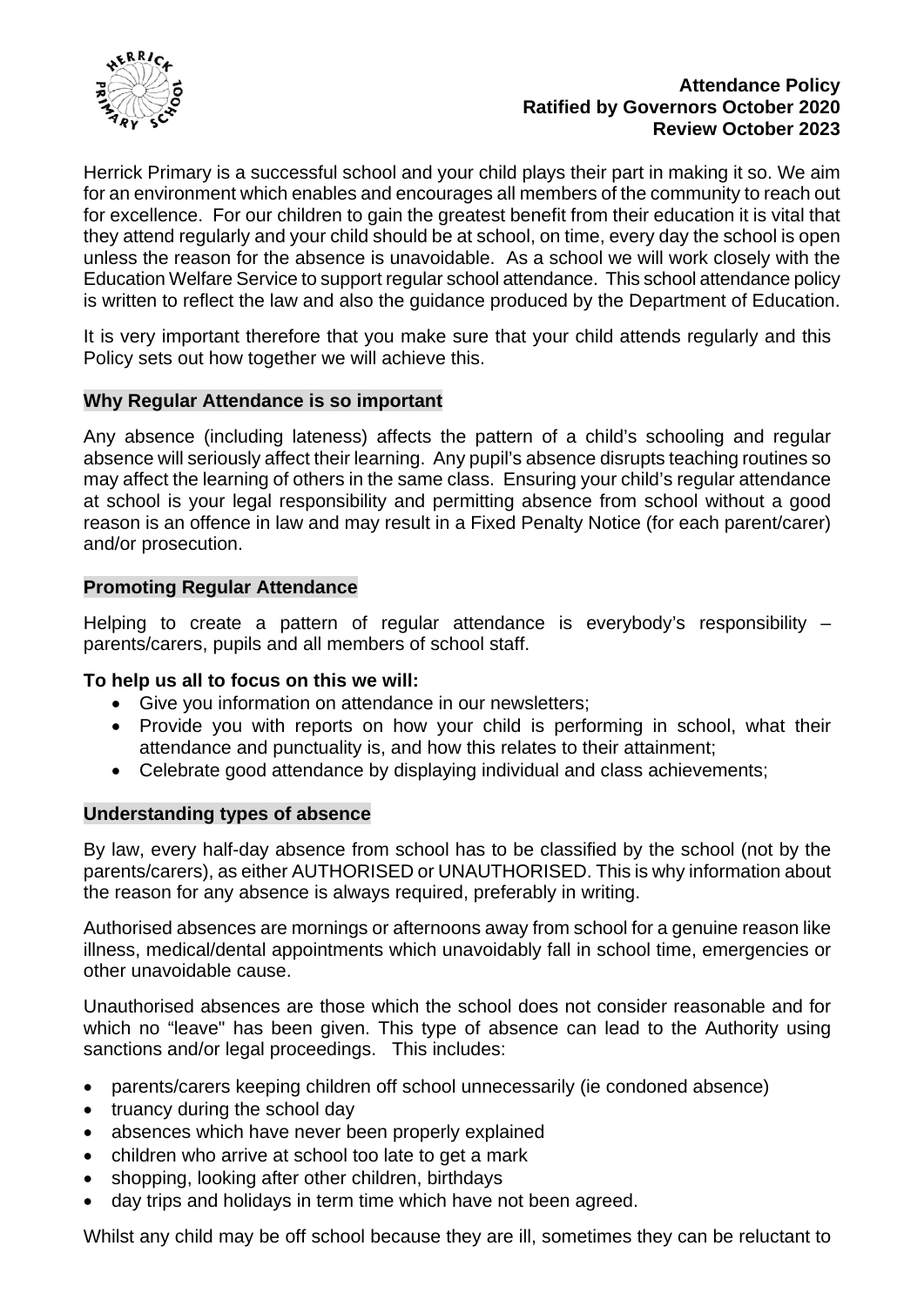**Attendance Policy**
**Ratified by Governors October 2020**
**Review October 2023**

Herrick Primary is a successful school and your child plays their part in making it so. We aim for an environment which enables and encourages all members of the community to reach out for excellence. For our children to gain the greatest benefit from their education it is vital that they attend regularly and your child should be at school, on time, every day the school is open unless the reason for the absence is unavoidable. As a school we will work closely with the Education Welfare Service to support regular school attendance. This school attendance policy is written to reflect the law and also the guidance produced by the Department of Education.

It is very important therefore that you make sure that your child attends regularly and this Policy sets out how together we will achieve this.

## Why Regular Attendance is so important

Any absence (including lateness) affects the pattern of a child's schooling and regular absence will seriously affect their learning. Any pupil's absence disrupts teaching routines so may affect the learning of others in the same class. Ensuring your child's regular attendance at school is your legal responsibility and permitting absence from school without a good reason is an offence in law and may result in a Fixed Penalty Notice (for each parent/carer) and/or prosecution.

## Promoting Regular Attendance

Helping to create a pattern of regular attendance is everybody's responsibility – parents/carers, pupils and all members of school staff.

**To help us all to focus on this we will:**

- Give you information on attendance in our newsletters;
- Provide you with reports on how your child is performing in school, what their attendance and punctuality is, and how this relates to their attainment;
- Celebrate good attendance by displaying individual and class achievements;

## Understanding types of absence

By law, every half-day absence from school has to be classified by the school (not by the parents/carers), as either AUTHORISED or UNAUTHORISED. This is why information about the reason for any absence is always required, preferably in writing.

Authorised absences are mornings or afternoons away from school for a genuine reason like illness, medical/dental appointments which unavoidably fall in school time, emergencies or other unavoidable cause.

Unauthorised absences are those which the school does not consider reasonable and for which no "leave" has been given. This type of absence can lead to the Authority using sanctions and/or legal proceedings. This includes:

- parents/carers keeping children off school unnecessarily (ie condoned absence)
- truancy during the school day
- absences which have never been properly explained
- children who arrive at school too late to get a mark
- shopping, looking after other children, birthdays
- day trips and holidays in term time which have not been agreed.

Whilst any child may be off school because they are ill, sometimes they can be reluctant to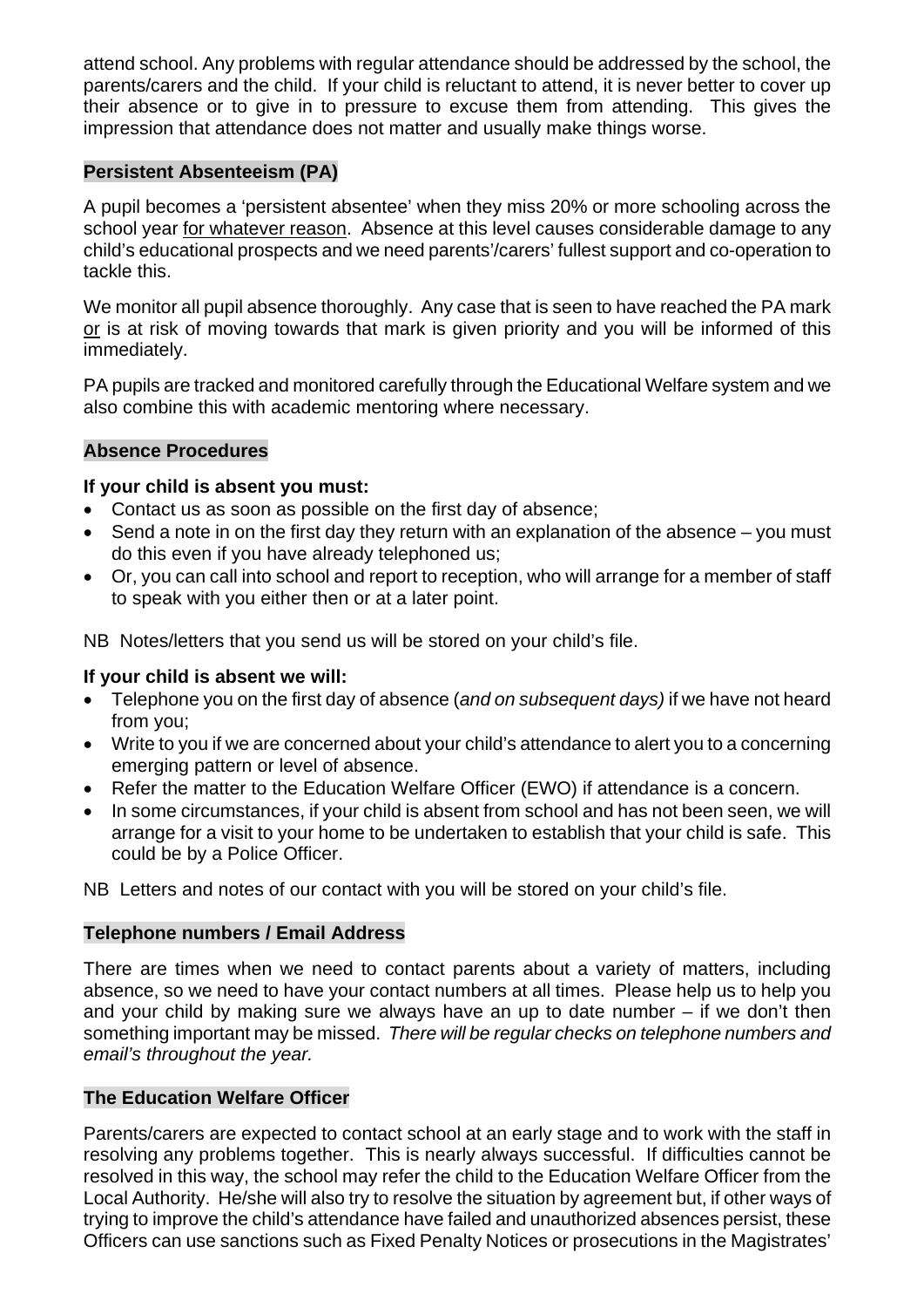attend school. Any problems with regular attendance should be addressed by the school, the parents/carers and the child. If your child is reluctant to attend, it is never better to cover up their absence or to give in to pressure to excuse them from attending. This gives the impression that attendance does not matter and usually make things worse.

## Persistent Absenteeism (PA)

A pupil becomes a 'persistent absentee' when they miss 20% or more schooling across the school year for whatever reason. Absence at this level causes considerable damage to any child's educational prospects and we need parents'/carers' fullest support and co-operation to tackle this.

We monitor all pupil absence thoroughly. Any case that is seen to have reached the PA mark or is at risk of moving towards that mark is given priority and you will be informed of this immediately.

PA pupils are tracked and monitored carefully through the Educational Welfare system and we also combine this with academic mentoring where necessary.

## Absence Procedures

**If your child is absent you must:**

- Contact us as soon as possible on the first day of absence;
- Send a note in on the first day they return with an explanation of the absence – you must do this even if you have already telephoned us;
- Or, you can call into school and report to reception, who will arrange for a member of staff to speak with you either then or at a later point.

NB Notes/letters that you send us will be stored on your child's file.

**If your child is absent we will:**

- Telephone you on the first day of absence (*and on subsequent days)* if we have not heard from you;
- Write to you if we are concerned about your child's attendance to alert you to a concerning emerging pattern or level of absence.
- Refer the matter to the Education Welfare Officer (EWO) if attendance is a concern.
- In some circumstances, if your child is absent from school and has not been seen, we will arrange for a visit to your home to be undertaken to establish that your child is safe. This could be by a Police Officer.

NB Letters and notes of our contact with you will be stored on your child's file.

## Telephone numbers / Email Address

There are times when we need to contact parents about a variety of matters, including absence, so we need to have your contact numbers at all times. Please help us to help you and your child by making sure we always have an up to date number – if we don't then something important may be missed. *There will be regular checks on telephone numbers and email's throughout the year.*

## The Education Welfare Officer

Parents/carers are expected to contact school at an early stage and to work with the staff in resolving any problems together. This is nearly always successful. If difficulties cannot be resolved in this way, the school may refer the child to the Education Welfare Officer from the Local Authority. He/she will also try to resolve the situation by agreement but, if other ways of trying to improve the child's attendance have failed and unauthorized absences persist, these Officers can use sanctions such as Fixed Penalty Notices or prosecutions in the Magistrates'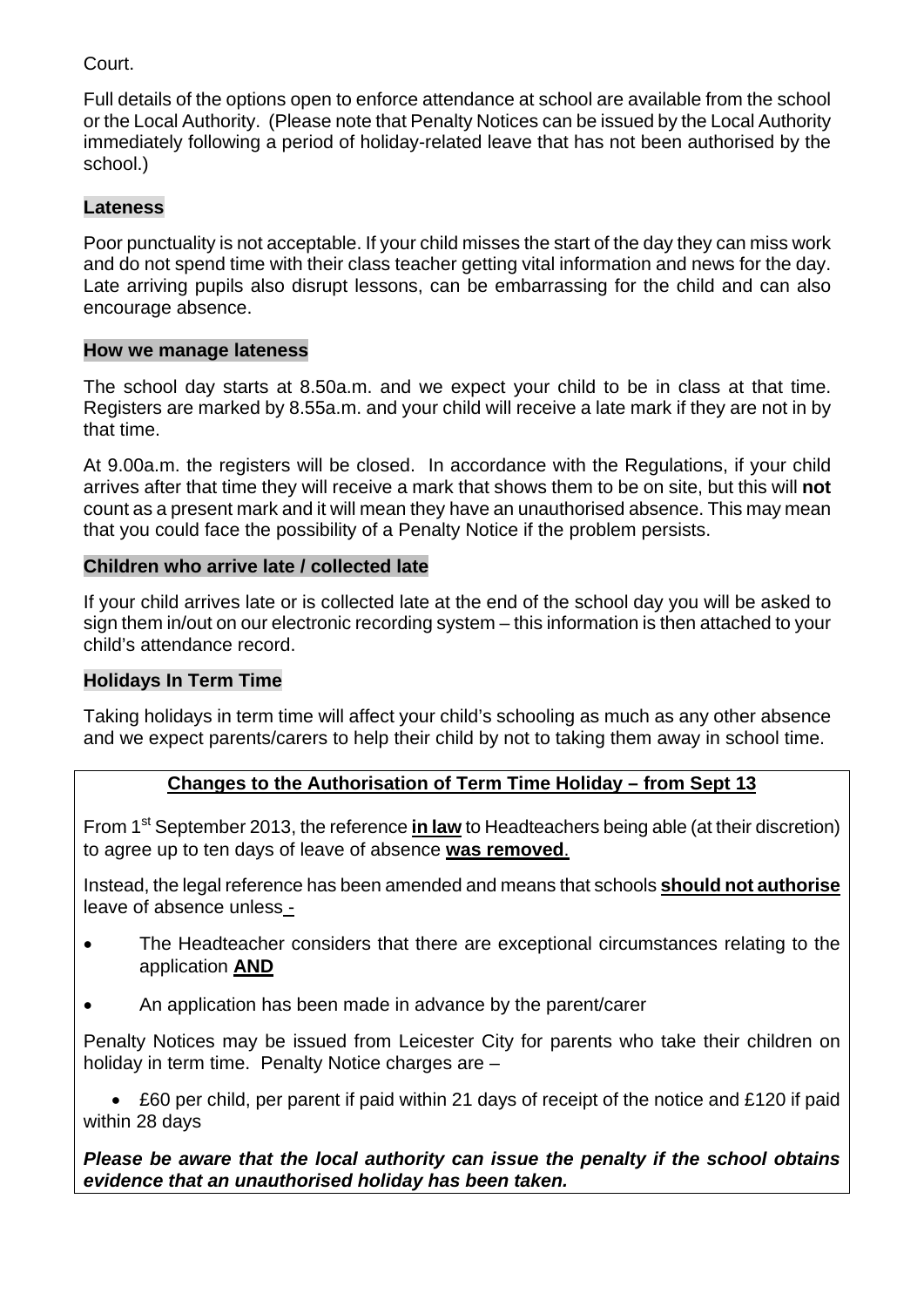Court.

Full details of the options open to enforce attendance at school are available from the school or the Local Authority. (Please note that Penalty Notices can be issued by the Local Authority immediately following a period of holiday-related leave that has not been authorised by the school.)

## Lateness

Poor punctuality is not acceptable. If your child misses the start of the day they can miss work and do not spend time with their class teacher getting vital information and news for the day. Late arriving pupils also disrupt lessons, can be embarrassing for the child and can also encourage absence.

## How we manage lateness

The school day starts at 8.50a.m. and we expect your child to be in class at that time. Registers are marked by 8.55a.m. and your child will receive a late mark if they are not in by that time.

At 9.00a.m. the registers will be closed. In accordance with the Regulations, if your child arrives after that time they will receive a mark that shows them to be on site, but this will **not** count as a present mark and it will mean they have an unauthorised absence. This may mean that you could face the possibility of a Penalty Notice if the problem persists.

## Children who arrive late / collected late

If your child arrives late or is collected late at the end of the school day you will be asked to sign them in/out on our electronic recording system – this information is then attached to your child's attendance record.

## Holidays In Term Time

Taking holidays in term time will affect your child's schooling as much as any other absence and we expect parents/carers to help their child by not to taking them away in school time.

### Changes to the Authorisation of Term Time Holiday – from Sept 13

From 1st September 2013, the reference **in law** to Headteachers being able (at their discretion) to agree up to ten days of leave of absence **was removed**.

Instead, the legal reference has been amended and means that schools **should not authorise** leave of absence unless -

- The Headteacher considers that there are exceptional circumstances relating to the application **AND**
- An application has been made in advance by the parent/carer

Penalty Notices may be issued from Leicester City for parents who take their children on holiday in term time. Penalty Notice charges are –

- £60 per child, per parent if paid within 21 days of receipt of the notice and £120 if paid within 28 days

***Please be aware that the local authority can issue the penalty if the school obtains evidence that an unauthorised holiday has been taken.***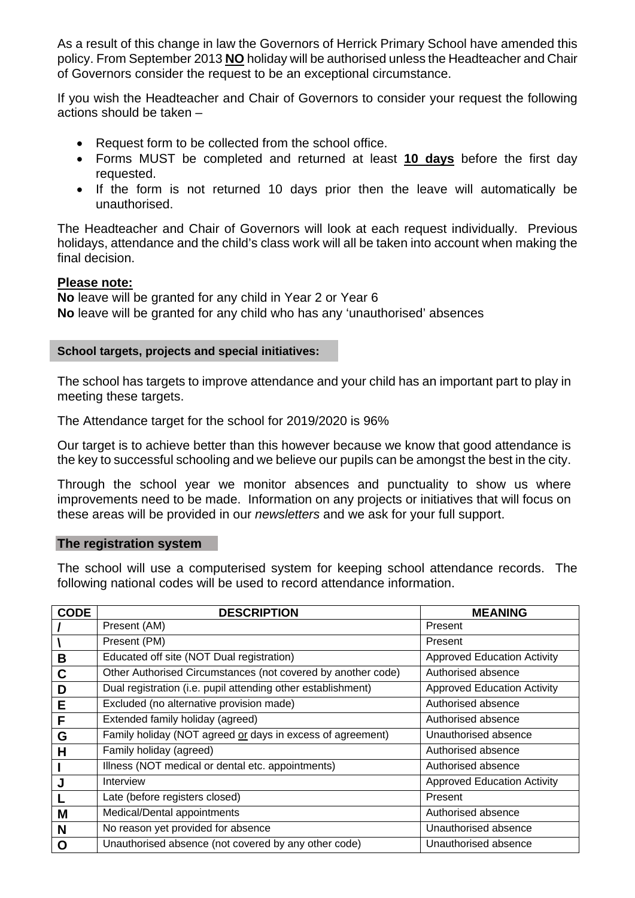As a result of this change in law the Governors of Herrick Primary School have amended this policy. From September 2013 **NO** holiday will be authorised unless the Headteacher and Chair of Governors consider the request to be an exceptional circumstance.

If you wish the Headteacher and Chair of Governors to consider your request the following actions should be taken –

- Request form to be collected from the school office.
- Forms MUST be completed and returned at least **10 days** before the first day requested.
- If the form is not returned 10 days prior then the leave will automatically be unauthorised.

The Headteacher and Chair of Governors will look at each request individually. Previous holidays, attendance and the child's class work will all be taken into account when making the final decision.

**Please note:**

**No** leave will be granted for any child in Year 2 or Year 6
**No** leave will be granted for any child who has any 'unauthorised' absences

## School targets, projects and special initiatives:

The school has targets to improve attendance and your child has an important part to play in meeting these targets.

The Attendance target for the school for 2019/2020 is 96%

Our target is to achieve better than this however because we know that good attendance is the key to successful schooling and we believe our pupils can be amongst the best in the city.

Through the school year we monitor absences and punctuality to show us where improvements need to be made. Information on any projects or initiatives that will focus on these areas will be provided in our *newsletters* and we ask for your full support.

## The registration system

The school will use a computerised system for keeping school attendance records. The following national codes will be used to record attendance information.

| CODE | DESCRIPTION | MEANING |
|---|---|---|
| / | Present (AM) | Present |
| \ | Present (PM) | Present |
| B | Educated off site (NOT Dual registration) | Approved Education Activity |
| C | Other Authorised Circumstances (not covered by another code) | Authorised absence |
| D | Dual registration (i.e. pupil attending other establishment) | Approved Education Activity |
| E | Excluded (no alternative provision made) | Authorised absence |
| F | Extended family holiday (agreed) | Authorised absence |
| G | Family holiday (NOT agreed or days in excess of agreement) | Unauthorised absence |
| H | Family holiday (agreed) | Authorised absence |
| I | Illness (NOT medical or dental etc. appointments) | Authorised absence |
| J | Interview | Approved Education Activity |
| L | Late (before registers closed) | Present |
| M | Medical/Dental appointments | Authorised absence |
| N | No reason yet provided for absence | Unauthorised absence |
| O | Unauthorised absence (not covered by any other code) | Unauthorised absence |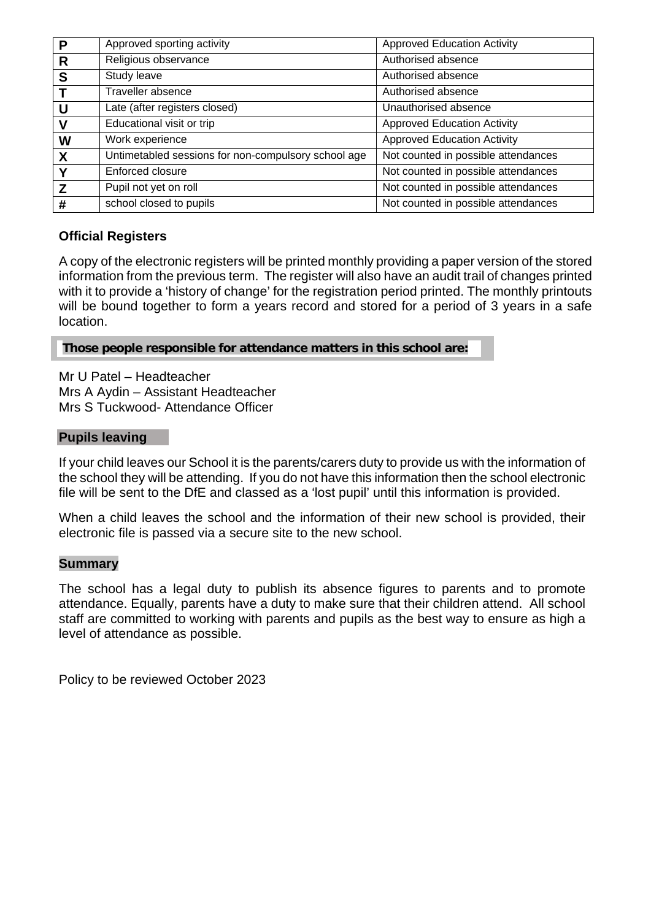| | | |
|---|---|---|
| **P** | Approved sporting activity | Approved Education Activity |
| **R** | Religious observance | Authorised absence |
| **S** | Study leave | Authorised absence |
| **T** | Traveller absence | Authorised absence |
| **U** | Late (after registers closed) | Unauthorised absence |
| **V** | Educational visit or trip | Approved Education Activity |
| **W** | Work experience | Approved Education Activity |
| **X** | Untimetabled sessions for non-compulsory school age | Not counted in possible attendances |
| **Y** | Enforced closure | Not counted in possible attendances |
| **Z** | Pupil not yet on roll | Not counted in possible attendances |
| **#** | school closed to pupils | Not counted in possible attendances |

**Official Registers**

A copy of the electronic registers will be printed monthly providing a paper version of the stored information from the previous term. The register will also have an audit trail of changes printed with it to provide a 'history of change' for the registration period printed. The monthly printouts will be bound together to form a years record and stored for a period of 3 years in a safe location.

**Those people responsible for attendance matters in this school are:**

Mr U Patel – Headteacher
Mrs A Aydin – Assistant Headteacher
Mrs S Tuckwood- Attendance Officer

**Pupils leaving**

If your child leaves our School it is the parents/carers duty to provide us with the information of the school they will be attending. If you do not have this information then the school electronic file will be sent to the DfE and classed as a 'lost pupil' until this information is provided.

When a child leaves the school and the information of their new school is provided, their electronic file is passed via a secure site to the new school.

**Summary**

The school has a legal duty to publish its absence figures to parents and to promote attendance. Equally, parents have a duty to make sure that their children attend. All school staff are committed to working with parents and pupils as the best way to ensure as high a level of attendance as possible.

Policy to be reviewed October 2023